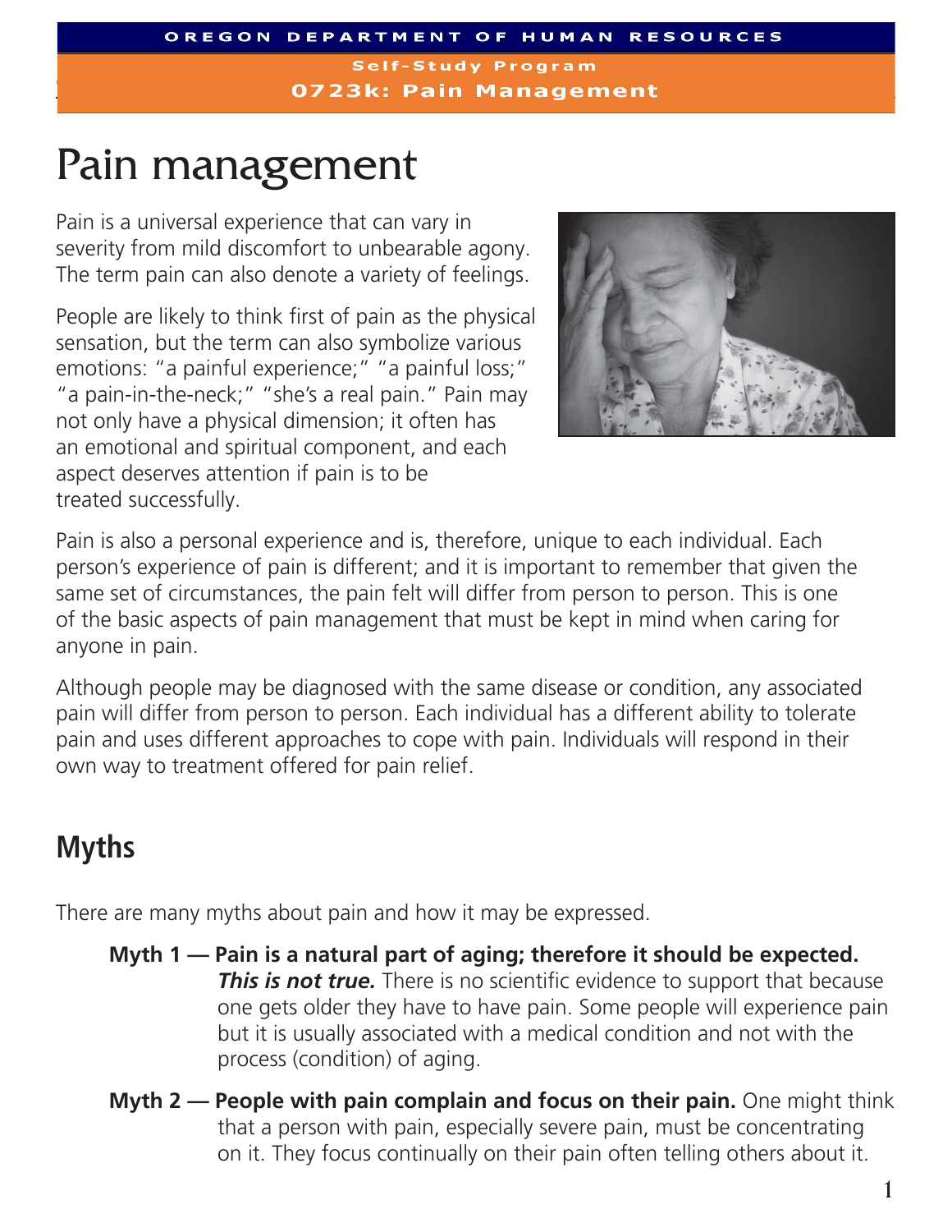OREGON DEPARTMENT OF HUMAN RESOURCES

Self-Study Program

0723k: Pain Management

# Pain management

Pain is a universal experience that can vary in severity from mild discomfort to unbearable agony. The term pain can also denote a variety of feelings.

People are likely to think first of pain as the physical sensation, but the term can also symbolize various emotions: "a painful experience;" "a painful loss;" "a pain-in-the-neck;" "she's a real pain." Pain may not only have a physical dimension; it often has an emotional and spiritual component, and each aspect deserves attention if pain is to be treated successfully.

Pain is also a personal experience and is, therefore, unique to each individual. Each person's experience of pain is different; and it is important to remember that given the same set of circumstances, the pain felt will differ from person to person. This is one of the basic aspects of pain management that must be kept in mind when caring for anyone in pain.

Although people may be diagnosed with the same disease or condition, any associated pain will differ from person to person. Each individual has a different ability to tolerate pain and uses different approaches to cope with pain. Individuals will respond in their own way to treatment offered for pain relief.

## Myths

There are many myths about pain and how it may be expressed.

**Myth 1 — Pain is a natural part of aging; therefore it should be expected.** ***This is not true.*** There is no scientific evidence to support that because one gets older they have to have pain. Some people will experience pain but it is usually associated with a medical condition and not with the process (condition) of aging.

**Myth 2 — People with pain complain and focus on their pain.** One might think that a person with pain, especially severe pain, must be concentrating on it. They focus continually on their pain often telling others about it.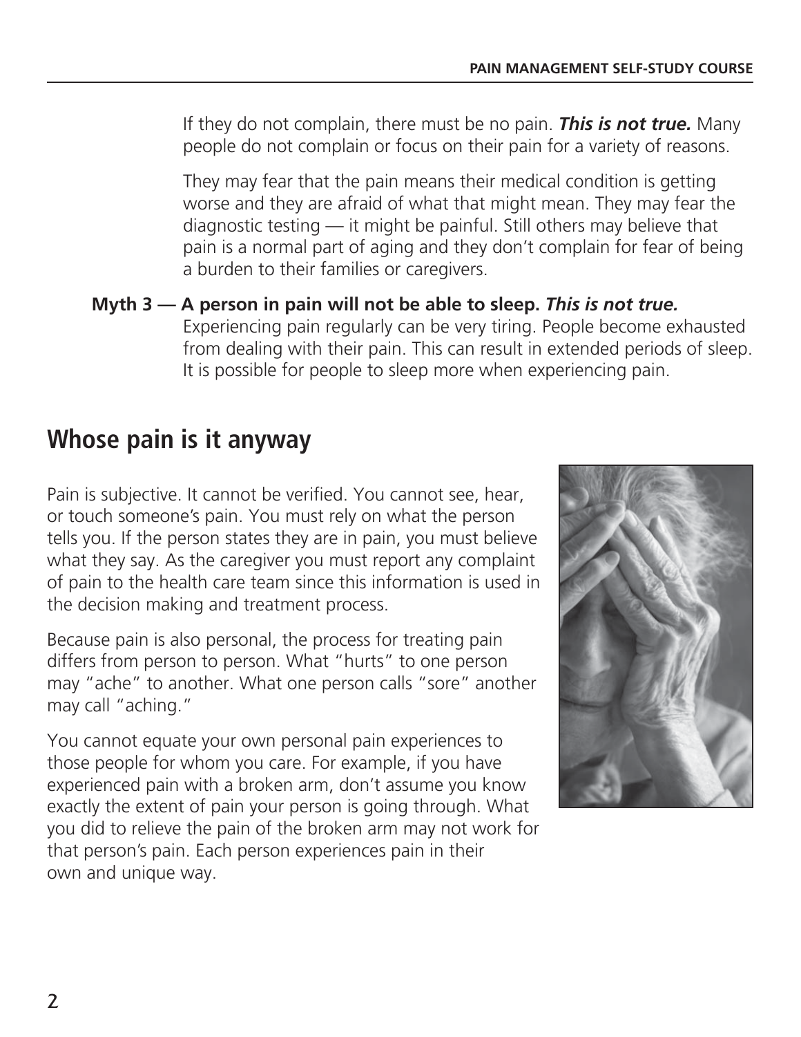If they do not complain, there must be no pain. ***This is not true.*** Many people do not complain or focus on their pain for a variety of reasons.

They may fear that the pain means their medical condition is getting worse and they are afraid of what that might mean. They may fear the diagnostic testing — it might be painful. Still others may believe that pain is a normal part of aging and they don't complain for fear of being a burden to their families or caregivers.

**Myth 3 — A person in pain will not be able to sleep.** ***This is not true.*** Experiencing pain regularly can be very tiring. People become exhausted from dealing with their pain. This can result in extended periods of sleep. It is possible for people to sleep more when experiencing pain.

## Whose pain is it anyway

Pain is subjective. It cannot be verified. You cannot see, hear, or touch someone's pain. You must rely on what the person tells you. If the person states they are in pain, you must believe what they say. As the caregiver you must report any complaint of pain to the health care team since this information is used in the decision making and treatment process.

Because pain is also personal, the process for treating pain differs from person to person. What "hurts" to one person may "ache" to another. What one person calls "sore" another may call "aching."

You cannot equate your own personal pain experiences to those people for whom you care. For example, if you have experienced pain with a broken arm, don't assume you know exactly the extent of pain your person is going through. What you did to relieve the pain of the broken arm may not work for that person's pain. Each person experiences pain in their own and unique way.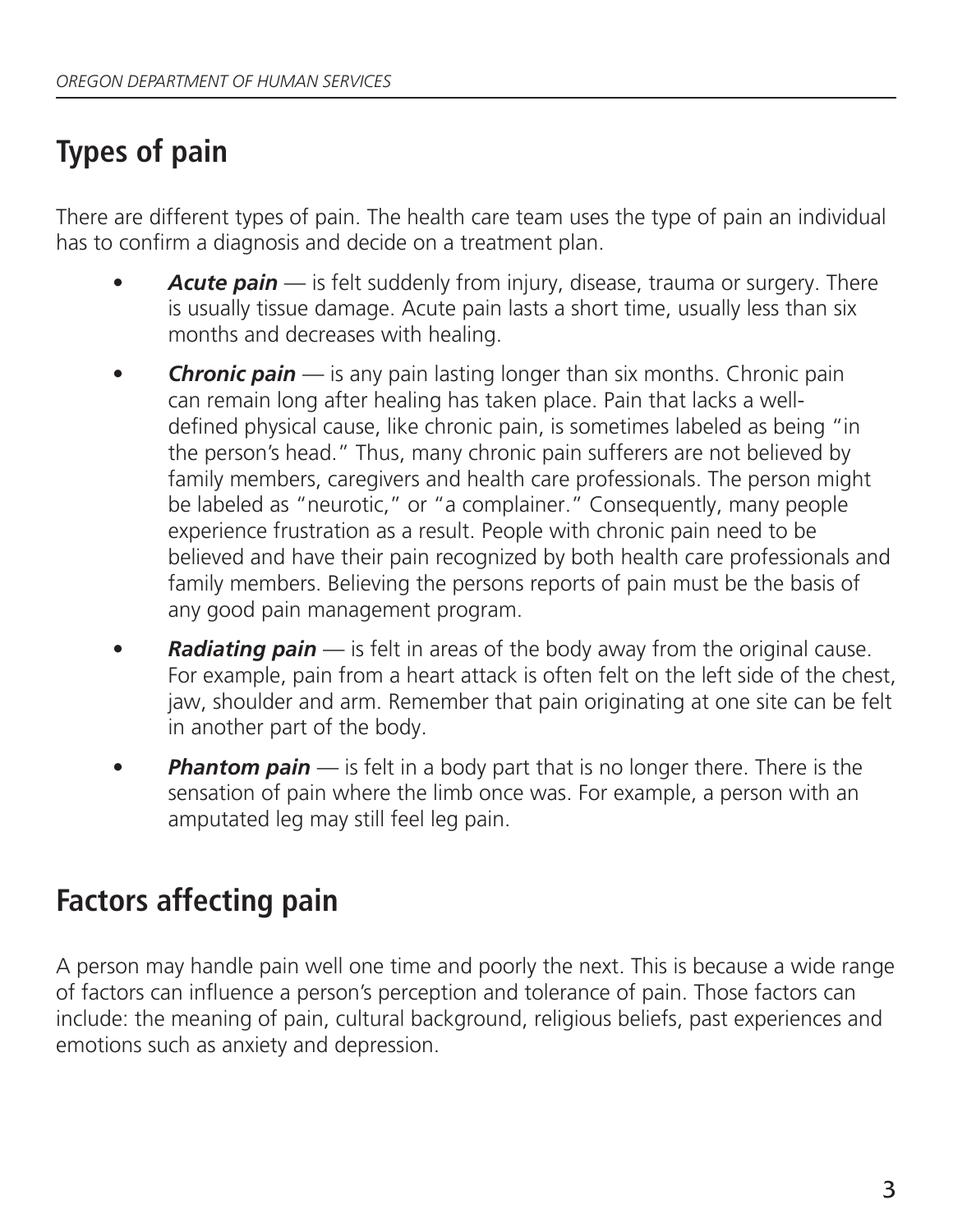## Types of pain

There are different types of pain. The health care team uses the type of pain an individual has to confirm a diagnosis and decide on a treatment plan.

- ***Acute pain*** — is felt suddenly from injury, disease, trauma or surgery. There is usually tissue damage. Acute pain lasts a short time, usually less than six months and decreases with healing.
- ***Chronic pain*** — is any pain lasting longer than six months. Chronic pain can remain long after healing has taken place. Pain that lacks a well-defined physical cause, like chronic pain, is sometimes labeled as being "in the person's head." Thus, many chronic pain sufferers are not believed by family members, caregivers and health care professionals. The person might be labeled as "neurotic," or "a complainer." Consequently, many people experience frustration as a result. People with chronic pain need to be believed and have their pain recognized by both health care professionals and family members. Believing the persons reports of pain must be the basis of any good pain management program.
- ***Radiating pain*** — is felt in areas of the body away from the original cause. For example, pain from a heart attack is often felt on the left side of the chest, jaw, shoulder and arm. Remember that pain originating at one site can be felt in another part of the body.
- ***Phantom pain*** — is felt in a body part that is no longer there. There is the sensation of pain where the limb once was. For example, a person with an amputated leg may still feel leg pain.

## Factors affecting pain

A person may handle pain well one time and poorly the next. This is because a wide range of factors can influence a person's perception and tolerance of pain. Those factors can include: the meaning of pain, cultural background, religious beliefs, past experiences and emotions such as anxiety and depression.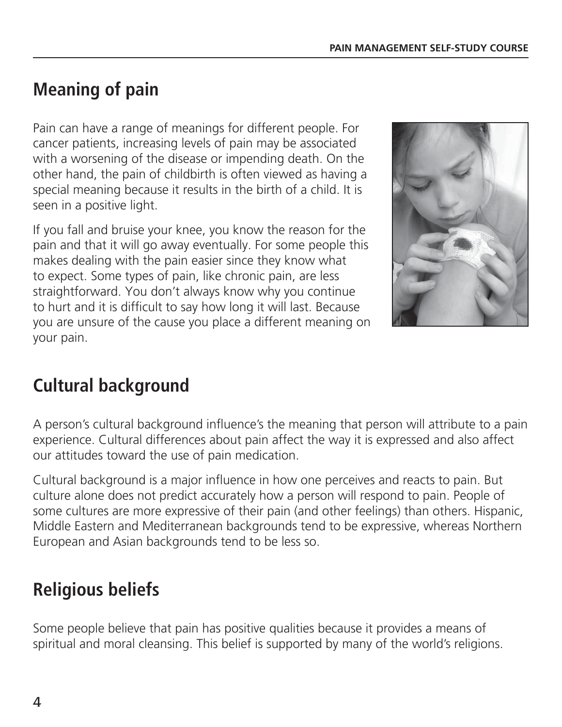## Meaning of pain

Pain can have a range of meanings for different people. For cancer patients, increasing levels of pain may be associated with a worsening of the disease or impending death. On the other hand, the pain of childbirth is often viewed as having a special meaning because it results in the birth of a child. It is seen in a positive light.

If you fall and bruise your knee, you know the reason for the pain and that it will go away eventually. For some people this makes dealing with the pain easier since they know what to expect. Some types of pain, like chronic pain, are less straightforward. You don't always know why you continue to hurt and it is difficult to say how long it will last. Because you are unsure of the cause you place a different meaning on your pain.

## Cultural background

A person's cultural background influence's the meaning that person will attribute to a pain experience. Cultural differences about pain affect the way it is expressed and also affect our attitudes toward the use of pain medication.

Cultural background is a major influence in how one perceives and reacts to pain. But culture alone does not predict accurately how a person will respond to pain. People of some cultures are more expressive of their pain (and other feelings) than others. Hispanic, Middle Eastern and Mediterranean backgrounds tend to be expressive, whereas Northern European and Asian backgrounds tend to be less so.

## Religious beliefs

Some people believe that pain has positive qualities because it provides a means of spiritual and moral cleansing. This belief is supported by many of the world's religions.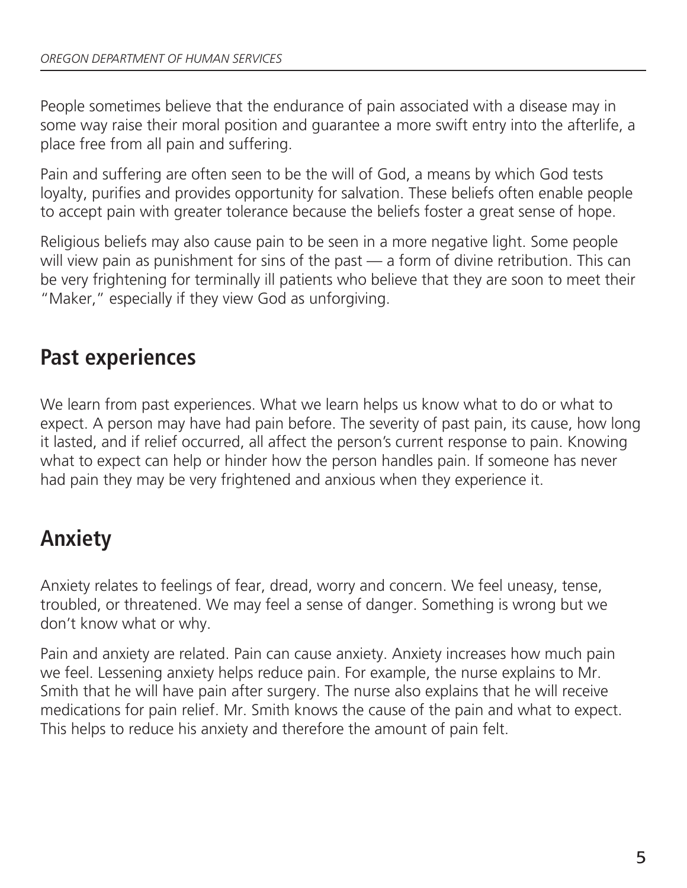People sometimes believe that the endurance of pain associated with a disease may in some way raise their moral position and guarantee a more swift entry into the afterlife, a place free from all pain and suffering.

Pain and suffering are often seen to be the will of God, a means by which God tests loyalty, purifies and provides opportunity for salvation. These beliefs often enable people to accept pain with greater tolerance because the beliefs foster a great sense of hope.

Religious beliefs may also cause pain to be seen in a more negative light. Some people will view pain as punishment for sins of the past — a form of divine retribution. This can be very frightening for terminally ill patients who believe that they are soon to meet their "Maker," especially if they view God as unforgiving.

## Past experiences

We learn from past experiences. What we learn helps us know what to do or what to expect. A person may have had pain before. The severity of past pain, its cause, how long it lasted, and if relief occurred, all affect the person's current response to pain. Knowing what to expect can help or hinder how the person handles pain. If someone has never had pain they may be very frightened and anxious when they experience it.

## Anxiety

Anxiety relates to feelings of fear, dread, worry and concern. We feel uneasy, tense, troubled, or threatened. We may feel a sense of danger. Something is wrong but we don't know what or why.

Pain and anxiety are related. Pain can cause anxiety. Anxiety increases how much pain we feel. Lessening anxiety helps reduce pain. For example, the nurse explains to Mr. Smith that he will have pain after surgery. The nurse also explains that he will receive medications for pain relief. Mr. Smith knows the cause of the pain and what to expect. This helps to reduce his anxiety and therefore the amount of pain felt.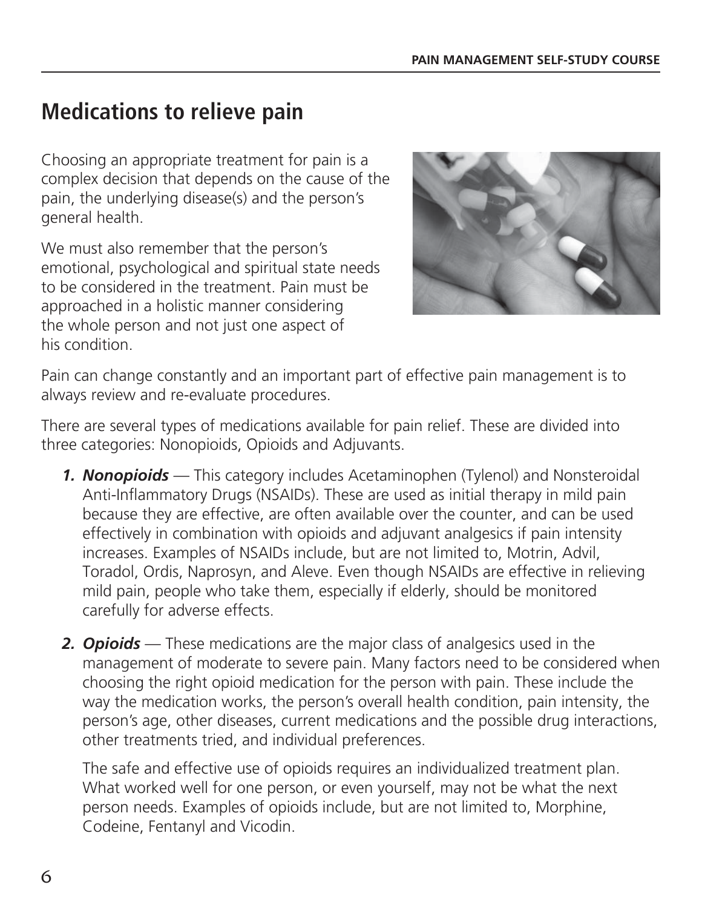## Medications to relieve pain

Choosing an appropriate treatment for pain is a complex decision that depends on the cause of the pain, the underlying disease(s) and the person's general health.

We must also remember that the person's emotional, psychological and spiritual state needs to be considered in the treatment. Pain must be approached in a holistic manner considering the whole person and not just one aspect of his condition.

Pain can change constantly and an important part of effective pain management is to always review and re-evaluate procedures.

There are several types of medications available for pain relief. These are divided into three categories: Nonopioids, Opioids and Adjuvants.

1. ***Nonopioids*** — This category includes Acetaminophen (Tylenol) and Nonsteroidal Anti-Inflammatory Drugs (NSAIDs). These are used as initial therapy in mild pain because they are effective, are often available over the counter, and can be used effectively in combination with opioids and adjuvant analgesics if pain intensity increases. Examples of NSAIDs include, but are not limited to, Motrin, Advil, Toradol, Ordis, Naprosyn, and Aleve. Even though NSAIDs are effective in relieving mild pain, people who take them, especially if elderly, should be monitored carefully for adverse effects.

2. ***Opioids*** — These medications are the major class of analgesics used in the management of moderate to severe pain. Many factors need to be considered when choosing the right opioid medication for the person with pain. These include the way the medication works, the person's overall health condition, pain intensity, the person's age, other diseases, current medications and the possible drug interactions, other treatments tried, and individual preferences.

   The safe and effective use of opioids requires an individualized treatment plan. What worked well for one person, or even yourself, may not be what the next person needs. Examples of opioids include, but are not limited to, Morphine, Codeine, Fentanyl and Vicodin.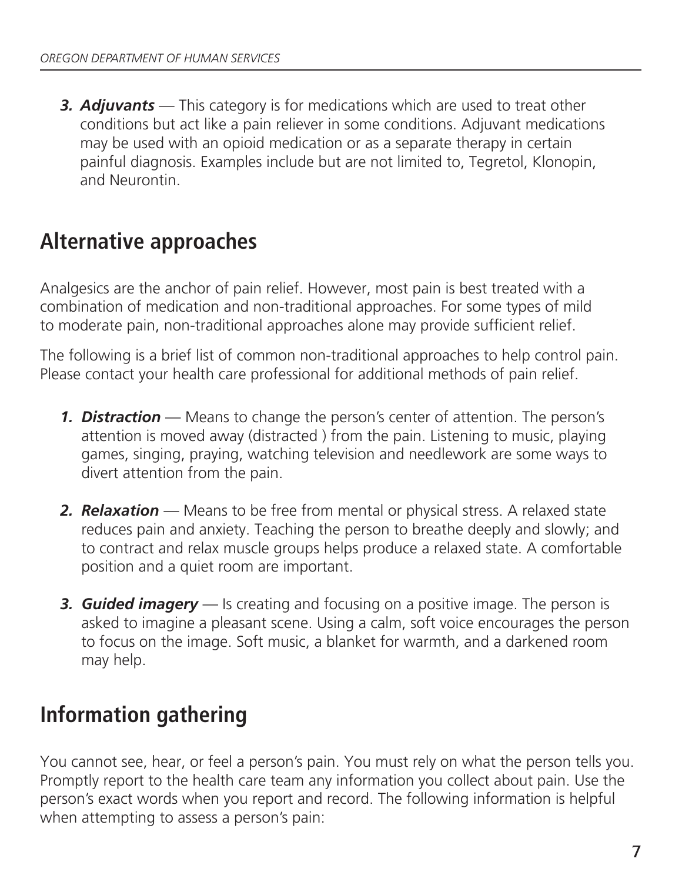3. ***Adjuvants*** — This category is for medications which are used to treat other conditions but act like a pain reliever in some conditions. Adjuvant medications may be used with an opioid medication or as a separate therapy in certain painful diagnosis. Examples include but are not limited to, Tegretol, Klonopin, and Neurontin.

## Alternative approaches

Analgesics are the anchor of pain relief. However, most pain is best treated with a combination of medication and non-traditional approaches. For some types of mild to moderate pain, non-traditional approaches alone may provide sufficient relief.

The following is a brief list of common non-traditional approaches to help control pain. Please contact your health care professional for additional methods of pain relief.

1. ***Distraction*** — Means to change the person's center of attention. The person's attention is moved away (distracted ) from the pain. Listening to music, playing games, singing, praying, watching television and needlework are some ways to divert attention from the pain.

2. ***Relaxation*** — Means to be free from mental or physical stress. A relaxed state reduces pain and anxiety. Teaching the person to breathe deeply and slowly; and to contract and relax muscle groups helps produce a relaxed state. A comfortable position and a quiet room are important.

3. ***Guided imagery*** — Is creating and focusing on a positive image. The person is asked to imagine a pleasant scene. Using a calm, soft voice encourages the person to focus on the image. Soft music, a blanket for warmth, and a darkened room may help.

## Information gathering

You cannot see, hear, or feel a person's pain. You must rely on what the person tells you. Promptly report to the health care team any information you collect about pain. Use the person's exact words when you report and record. The following information is helpful when attempting to assess a person's pain: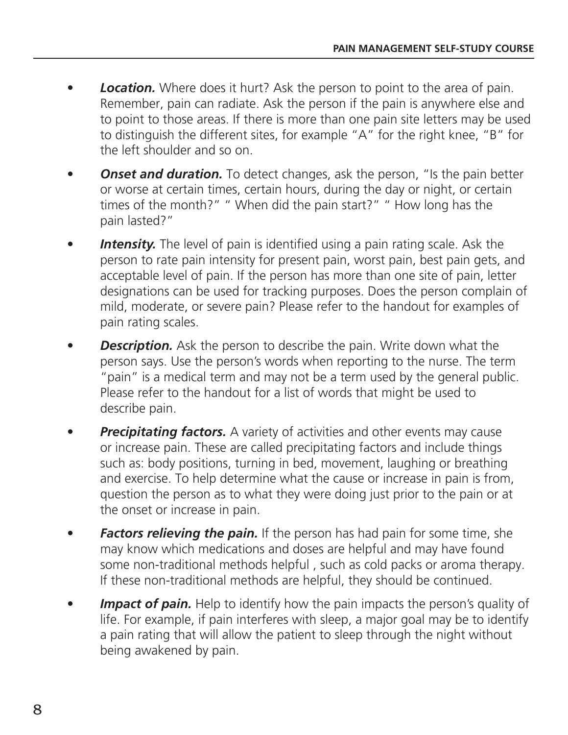- ***Location.*** Where does it hurt? Ask the person to point to the area of pain. Remember, pain can radiate. Ask the person if the pain is anywhere else and to point to those areas. If there is more than one pain site letters may be used to distinguish the different sites, for example "A" for the right knee, "B" for the left shoulder and so on.

- ***Onset and duration.*** To detect changes, ask the person, "Is the pain better or worse at certain times, certain hours, during the day or night, or certain times of the month?" " When did the pain start?" " How long has the pain lasted?"

- ***Intensity.*** The level of pain is identified using a pain rating scale. Ask the person to rate pain intensity for present pain, worst pain, best pain gets, and acceptable level of pain. If the person has more than one site of pain, letter designations can be used for tracking purposes. Does the person complain of mild, moderate, or severe pain? Please refer to the handout for examples of pain rating scales.

- ***Description.*** Ask the person to describe the pain. Write down what the person says. Use the person's words when reporting to the nurse. The term "pain" is a medical term and may not be a term used by the general public. Please refer to the handout for a list of words that might be used to describe pain.

- ***Precipitating factors.*** A variety of activities and other events may cause or increase pain. These are called precipitating factors and include things such as: body positions, turning in bed, movement, laughing or breathing and exercise. To help determine what the cause or increase in pain is from, question the person as to what they were doing just prior to the pain or at the onset or increase in pain.

- ***Factors relieving the pain.*** If the person has had pain for some time, she may know which medications and doses are helpful and may have found some non-traditional methods helpful , such as cold packs or aroma therapy. If these non-traditional methods are helpful, they should be continued.

- ***Impact of pain.*** Help to identify how the pain impacts the person's quality of life. For example, if pain interferes with sleep, a major goal may be to identify a pain rating that will allow the patient to sleep through the night without being awakened by pain.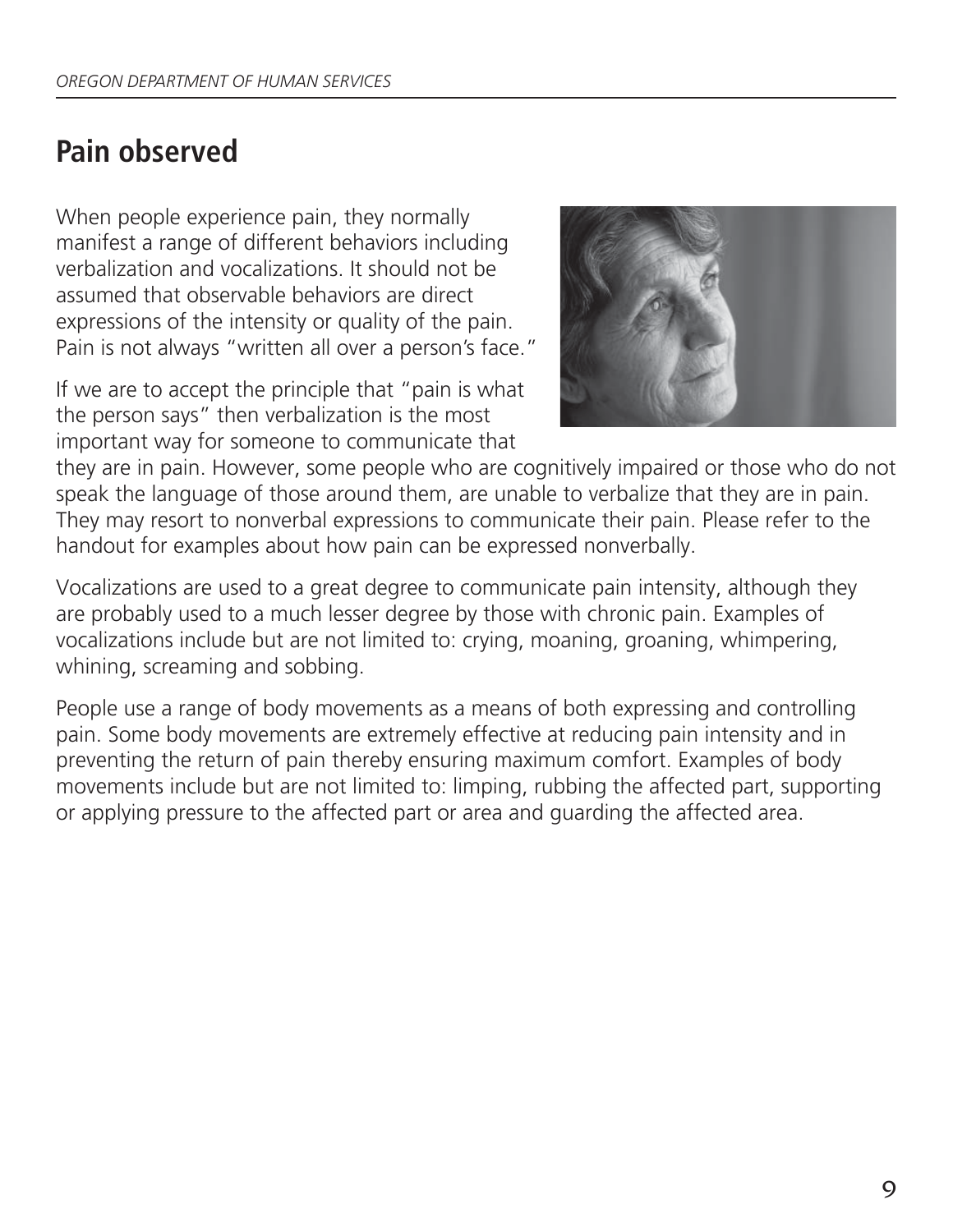## Pain observed

When people experience pain, they normally manifest a range of different behaviors including verbalization and vocalizations. It should not be assumed that observable behaviors are direct expressions of the intensity or quality of the pain. Pain is not always "written all over a person's face."

If we are to accept the principle that "pain is what the person says" then verbalization is the most important way for someone to communicate that they are in pain. However, some people who are cognitively impaired or those who do not speak the language of those around them, are unable to verbalize that they are in pain. They may resort to nonverbal expressions to communicate their pain. Please refer to the handout for examples about how pain can be expressed nonverbally.

Vocalizations are used to a great degree to communicate pain intensity, although they are probably used to a much lesser degree by those with chronic pain. Examples of vocalizations include but are not limited to: crying, moaning, groaning, whimpering, whining, screaming and sobbing.

People use a range of body movements as a means of both expressing and controlling pain. Some body movements are extremely effective at reducing pain intensity and in preventing the return of pain thereby ensuring maximum comfort. Examples of body movements include but are not limited to: limping, rubbing the affected part, supporting or applying pressure to the affected part or area and guarding the affected area.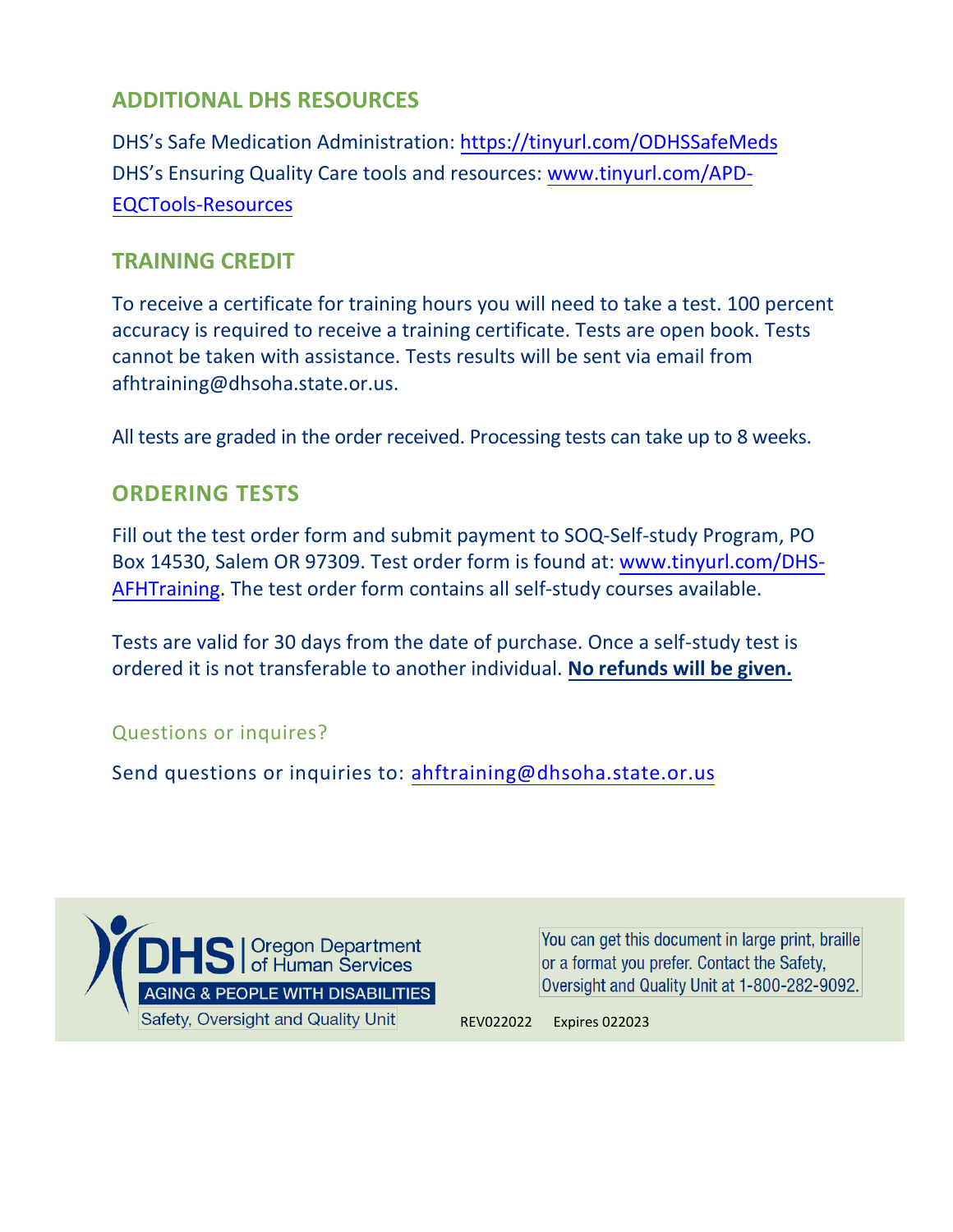## ADDITIONAL DHS RESOURCES

DHS's Safe Medication Administration: https://tinyurl.com/ODHSSafeMeds
DHS's Ensuring Quality Care tools and resources: www.tinyurl.com/APD-EQCTools-Resources

## TRAINING CREDIT

To receive a certificate for training hours you will need to take a test. 100 percent accuracy is required to receive a training certificate. Tests are open book. Tests cannot be taken with assistance. Tests results will be sent via email from afhtraining@dhsoha.state.or.us.

All tests are graded in the order received. Processing tests can take up to 8 weeks.

## ORDERING TESTS

Fill out the test order form and submit payment to SOQ-Self-study Program, PO Box 14530, Salem OR 97309. Test order form is found at: www.tinyurl.com/DHS-AFHTraining. The test order form contains all self-study courses available.

Tests are valid for 30 days from the date of purchase. Once a self-study test is ordered it is not transferable to another individual. **No refunds will be given.**

### Questions or inquires?

Send questions or inquiries to: ahftraining@dhsoha.state.or.us

DHS | Oregon Department of Human Services
AGING & PEOPLE WITH DISABILITIES
Safety, Oversight and Quality Unit

You can get this document in large print, braille or a format you prefer. Contact the Safety, Oversight and Quality Unit at 1-800-282-9092.

REV022022 Expires 022023